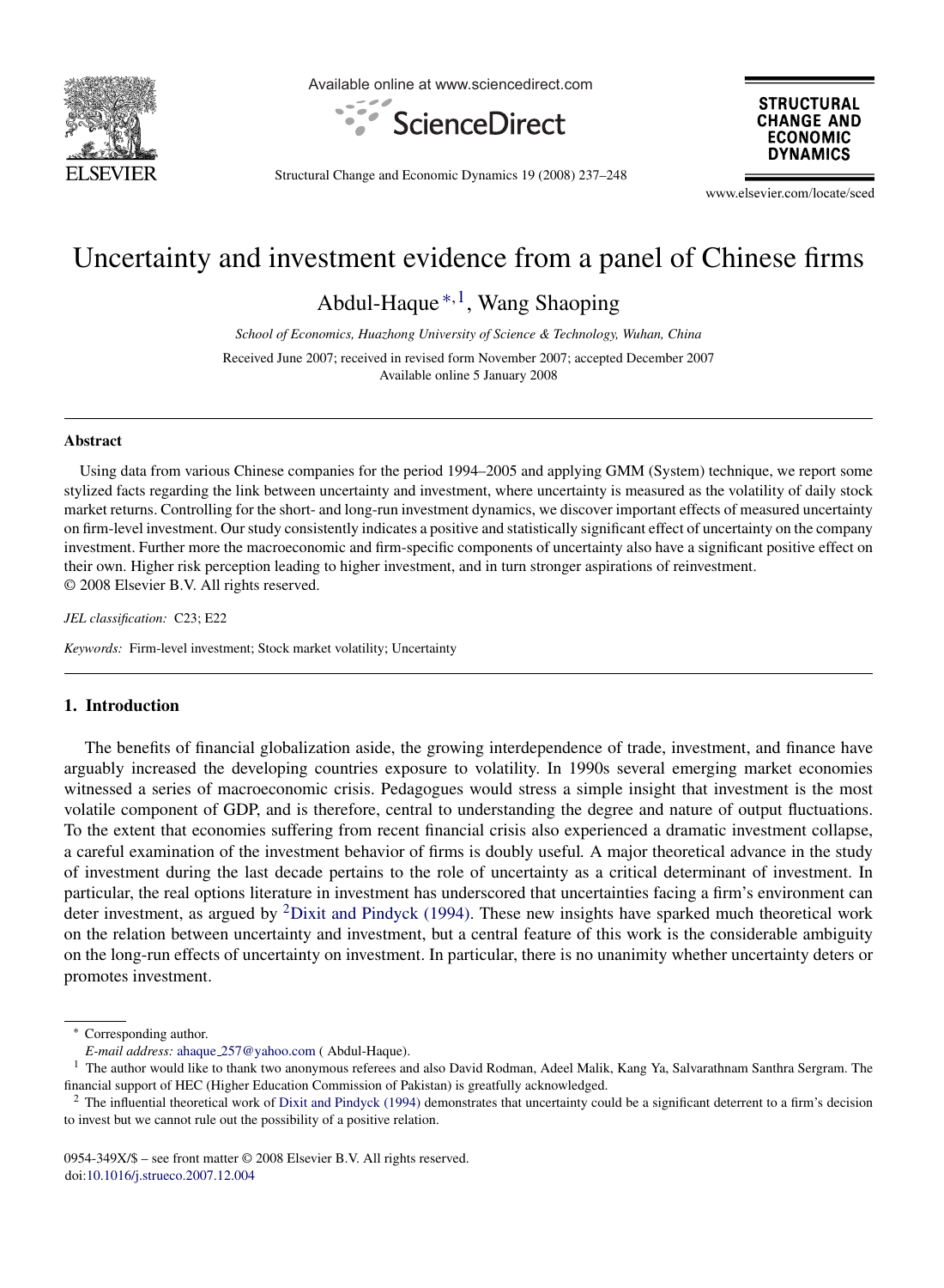# Uncertainty and investment evidence from a panel of Chinese firms

Abdul-Haque [*,1], Wang Shaoping

*School of Economics, Huazhong University of Science & Technology, Wuhan, China*

Received June 2007; received in revised form November 2007; accepted December 2007
Available online 5 January 2008

## Abstract

Using data from various Chinese companies for the period 1994–2005 and applying GMM (System) technique, we report some stylized facts regarding the link between uncertainty and investment, where uncertainty is measured as the volatility of daily stock market returns. Controlling for the short- and long-run investment dynamics, we discover important effects of measured uncertainty on firm-level investment. Our study consistently indicates a positive and statistically significant effect of uncertainty on the company investment. Further more the macroeconomic and firm-specific components of uncertainty also have a significant positive effect on their own. Higher risk perception leading to higher investment, and in turn stronger aspirations of reinvestment.
© 2008 Elsevier B.V. All rights reserved.

*JEL classification:* C23; E22

*Keywords:* Firm-level investment; Stock market volatility; Uncertainty

## 1. Introduction

The benefits of financial globalization aside, the growing interdependence of trade, investment, and finance have arguably increased the developing countries exposure to volatility. In 1990s several emerging market economies witnessed a series of macroeconomic crisis. Pedagogues would stress a simple insight that investment is the most volatile component of GDP, and is therefore, central to understanding the degree and nature of output fluctuations. To the extent that economies suffering from recent financial crisis also experienced a dramatic investment collapse, a careful examination of the investment behavior of firms is doubly useful. A major theoretical advance in the study of investment during the last decade pertains to the role of uncertainty as a critical determinant of investment. In particular, the real options literature in investment has underscored that uncertainties facing a firm's environment can deter investment, as argued by [2]Dixit and Pindyck (1994). These new insights have sparked much theoretical work on the relation between uncertainty and investment, but a central feature of this work is the considerable ambiguity on the long-run effects of uncertainty on investment. In particular, there is no unanimity whether uncertainty deters or promotes investment.

---

[*] Corresponding author.
*E-mail address:* ahaque_257@yahoo.com ( Abdul-Haque).

[1] The author would like to thank two anonymous referees and also David Rodman, Adeel Malik, Kang Ya, Salvarathnam Santhra Sergram. The financial support of HEC (Higher Education Commission of Pakistan) is greatfully acknowledged.

[2] The influential theoretical work of Dixit and Pindyck (1994) demonstrates that uncertainty could be a significant deterrent to a firm's decision to invest but we cannot rule out the possibility of a positive relation.

0954-349X/$ – see front matter © 2008 Elsevier B.V. All rights reserved.
doi:10.1016/j.strueco.2007.12.004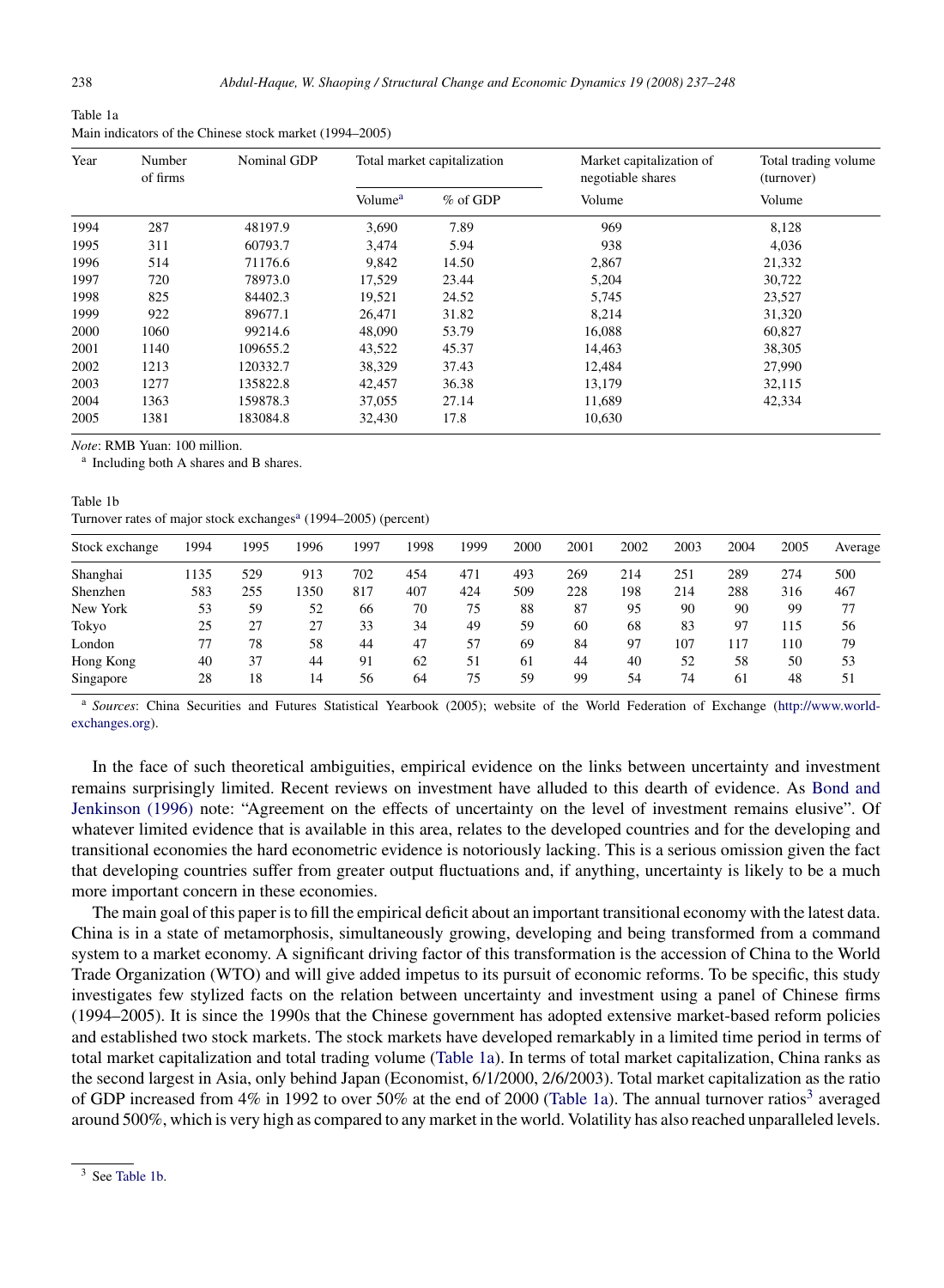Table 1a
Main indicators of the Chinese stock market (1994–2005)

| Year | Number of firms | Nominal GDP | Total market capitalization | | Market capitalization of negotiable shares | Total trading volume (turnover) |
|---|---|---|---|---|---|---|
| | | | Volume[a] | % of GDP | Volume | Volume |
| 1994 | 287 | 48197.9 | 3,690 | 7.89 | 969 | 8,128 |
| 1995 | 311 | 60793.7 | 3,474 | 5.94 | 938 | 4,036 |
| 1996 | 514 | 71176.6 | 9,842 | 14.50 | 2,867 | 21,332 |
| 1997 | 720 | 78973.0 | 17,529 | 23.44 | 5,204 | 30,722 |
| 1998 | 825 | 84402.3 | 19,521 | 24.52 | 5,745 | 23,527 |
| 1999 | 922 | 89677.1 | 26,471 | 31.82 | 8,214 | 31,320 |
| 2000 | 1060 | 99214.6 | 48,090 | 53.79 | 16,088 | 60,827 |
| 2001 | 1140 | 109655.2 | 43,522 | 45.37 | 14,463 | 38,305 |
| 2002 | 1213 | 120332.7 | 38,329 | 37.43 | 12,484 | 27,990 |
| 2003 | 1277 | 135822.8 | 42,457 | 36.38 | 13,179 | 32,115 |
| 2004 | 1363 | 159878.3 | 37,055 | 27.14 | 11,689 | 42,334 |
| 2005 | 1381 | 183084.8 | 32,430 | 17.8 | 10,630 | |

*Note*: RMB Yuan: 100 million.

[a] Including both A shares and B shares.

Table 1b
Turnover rates of major stock exchanges[a] (1994–2005) (percent)

| Stock exchange | 1994 | 1995 | 1996 | 1997 | 1998 | 1999 | 2000 | 2001 | 2002 | 2003 | 2004 | 2005 | Average |
|---|---|---|---|---|---|---|---|---|---|---|---|---|---|
| Shanghai | 1135 | 529 | 913 | 702 | 454 | 471 | 493 | 269 | 214 | 251 | 289 | 274 | 500 |
| Shenzhen | 583 | 255 | 1350 | 817 | 407 | 424 | 509 | 228 | 198 | 214 | 288 | 316 | 467 |
| New York | 53 | 59 | 52 | 66 | 70 | 75 | 88 | 87 | 95 | 90 | 90 | 99 | 77 |
| Tokyo | 25 | 27 | 27 | 33 | 34 | 49 | 59 | 60 | 68 | 83 | 97 | 115 | 56 |
| London | 77 | 78 | 58 | 44 | 47 | 57 | 69 | 84 | 97 | 107 | 117 | 110 | 79 |
| Hong Kong | 40 | 37 | 44 | 91 | 62 | 51 | 61 | 44 | 40 | 52 | 58 | 50 | 53 |
| Singapore | 28 | 18 | 14 | 56 | 64 | 75 | 59 | 99 | 54 | 74 | 61 | 48 | 51 |

[a] *Sources*: China Securities and Futures Statistical Yearbook (2005); website of the World Federation of Exchange (http://www.world-exchanges.org).

In the face of such theoretical ambiguities, empirical evidence on the links between uncertainty and investment remains surprisingly limited. Recent reviews on investment have alluded to this dearth of evidence. As Bond and Jenkinson (1996) note: "Agreement on the effects of uncertainty on the level of investment remains elusive". Of whatever limited evidence that is available in this area, relates to the developed countries and for the developing and transitional economies the hard econometric evidence is notoriously lacking. This is a serious omission given the fact that developing countries suffer from greater output fluctuations and, if anything, uncertainty is likely to be a much more important concern in these economies.

The main goal of this paper is to fill the empirical deficit about an important transitional economy with the latest data. China is in a state of metamorphosis, simultaneously growing, developing and being transformed from a command system to a market economy. A significant driving factor of this transformation is the accession of China to the World Trade Organization (WTO) and will give added impetus to its pursuit of economic reforms. To be specific, this study investigates few stylized facts on the relation between uncertainty and investment using a panel of Chinese firms (1994–2005). It is since the 1990s that the Chinese government has adopted extensive market-based reform policies and established two stock markets. The stock markets have developed remarkably in a limited time period in terms of total market capitalization and total trading volume (Table 1a). In terms of total market capitalization, China ranks as the second largest in Asia, only behind Japan (Economist, 6/1/2000, 2/6/2003). Total market capitalization as the ratio of GDP increased from 4% in 1992 to over 50% at the end of 2000 (Table 1a). The annual turnover ratios[3] averaged around 500%, which is very high as compared to any market in the world. Volatility has also reached unparalleled levels.

[3] See Table 1b.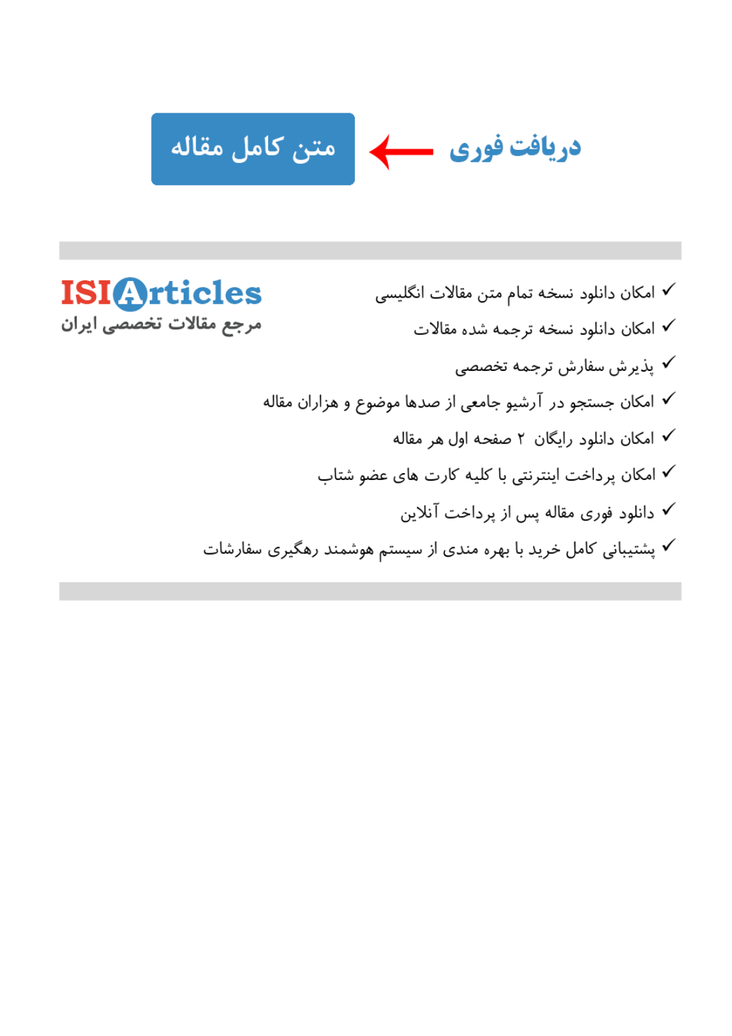**متن کامل مقاله** ← **دریافت فوری**

**ISIArticles**

**مرجع مقالات تخصصی ایران**

- ✓ امکان دانلود نسخه تمام متن مقالات انگلیسی
- ✓ امکان دانلود نسخه ترجمه شده مقالات
- ✓ پذیرش سفارش ترجمه تخصصی
- ✓ امکان جستجو در آرشیو جامعی از صدها موضوع و هزاران مقاله
- ✓ امکان دانلود رایگان ۲ صفحه اول هر مقاله
- ✓ امکان پرداخت اینترنتی با کلیه کارت های عضو شتاب
- ✓ دانلود فوری مقاله پس از پرداخت آنلاین
- ✓ پشتیبانی کامل خرید با بهره مندی از سیستم هوشمند رهگیری سفارشات